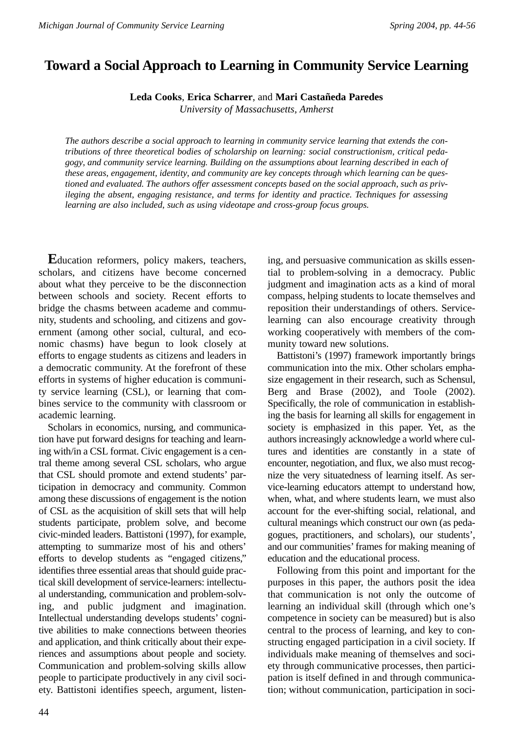# Toward a Social Approach to Learning in Community Service Learning

**Leda Cooks**, **Erica Scharrer**, and **Mari Castañeda Paredes**
*University of Massachusetts, Amherst*

*The authors describe a social approach to learning in community service learning that extends the contributions of three theoretical bodies of scholarship on learning: social constructionism, critical pedagogy, and community service learning. Building on the assumptions about learning described in each of these areas, engagement, identity, and community are key concepts through which learning can be questioned and evaluated. The authors offer assessment concepts based on the social approach, such as privileging the absent, engaging resistance, and terms for identity and practice. Techniques for assessing learning are also included, such as using videotape and cross-group focus groups.*

Education reformers, policy makers, teachers, scholars, and citizens have become concerned about what they perceive to be the disconnection between schools and society. Recent efforts to bridge the chasms between academe and community, students and schooling, and citizens and government (among other social, cultural, and economic chasms) have begun to look closely at efforts to engage students as citizens and leaders in a democratic community. At the forefront of these efforts in systems of higher education is community service learning (CSL), or learning that combines service to the community with classroom or academic learning.

Scholars in economics, nursing, and communication have put forward designs for teaching and learning with/in a CSL format. Civic engagement is a central theme among several CSL scholars, who argue that CSL should promote and extend students' participation in democracy and community. Common among these discussions of engagement is the notion of CSL as the acquisition of skill sets that will help students participate, problem solve, and become civic-minded leaders. Battistoni (1997), for example, attempting to summarize most of his and others' efforts to develop students as "engaged citizens," identifies three essential areas that should guide practical skill development of service-learners: intellectual understanding, communication and problem-solving, and public judgment and imagination. Intellectual understanding develops students' cognitive abilities to make connections between theories and application, and think critically about their experiences and assumptions about people and society. Communication and problem-solving skills allow people to participate productively in any civil society. Battistoni identifies speech, argument, listening, and persuasive communication as skills essential to problem-solving in a democracy. Public judgment and imagination acts as a kind of moral compass, helping students to locate themselves and reposition their understandings of others. Service-learning can also encourage creativity through working cooperatively with members of the community toward new solutions.

Battistoni's (1997) framework importantly brings communication into the mix. Other scholars emphasize engagement in their research, such as Schensul, Berg and Brase (2002), and Toole (2002). Specifically, the role of communication in establishing the basis for learning all skills for engagement in society is emphasized in this paper. Yet, as the authors increasingly acknowledge a world where cultures and identities are constantly in a state of encounter, negotiation, and flux, we also must recognize the very situatedness of learning itself. As service-learning educators attempt to understand how, when, what, and where students learn, we must also account for the ever-shifting social, relational, and cultural meanings which construct our own (as pedagogues, practitioners, and scholars), our students', and our communities' frames for making meaning of education and the educational process.

Following from this point and important for the purposes in this paper, the authors posit the idea that communication is not only the outcome of learning an individual skill (through which one's competence in society can be measured) but is also central to the process of learning, and key to constructing engaged participation in a civil society. If individuals make meaning of themselves and society through communicative processes, then participation is itself defined in and through communication; without communication, participation in soci-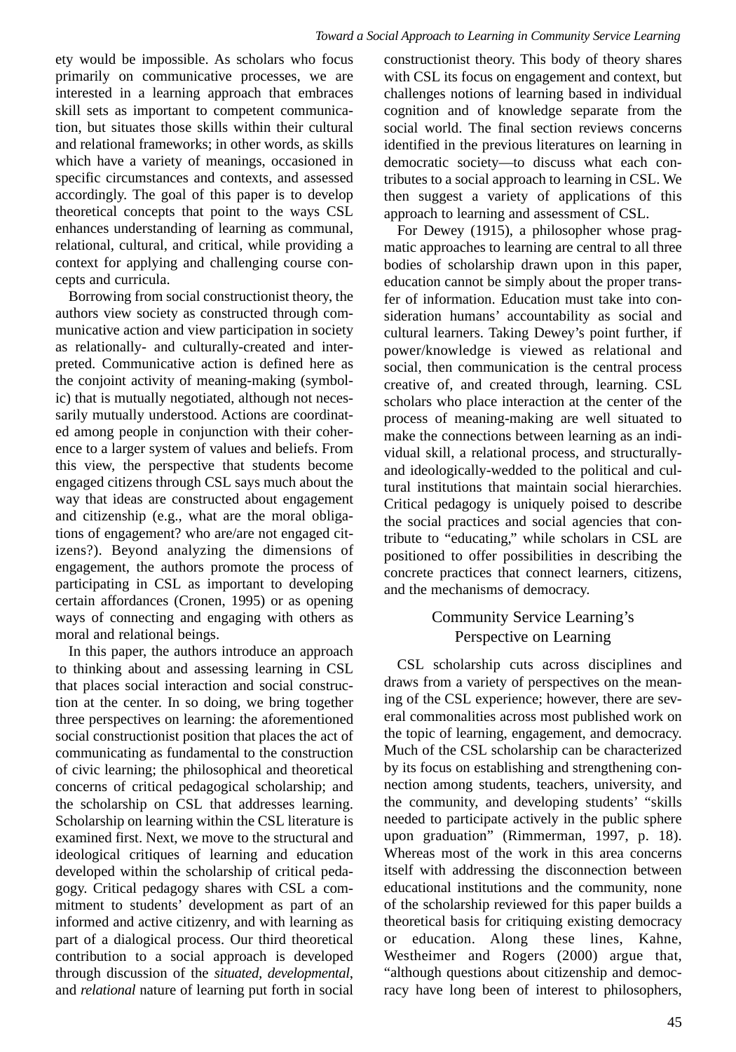ety would be impossible. As scholars who focus primarily on communicative processes, we are interested in a learning approach that embraces skill sets as important to competent communication, but situates those skills within their cultural and relational frameworks; in other words, as skills which have a variety of meanings, occasioned in specific circumstances and contexts, and assessed accordingly. The goal of this paper is to develop theoretical concepts that point to the ways CSL enhances understanding of learning as communal, relational, cultural, and critical, while providing a context for applying and challenging course concepts and curricula.

Borrowing from social constructionist theory, the authors view society as constructed through communicative action and view participation in society as relationally- and culturally-created and interpreted. Communicative action is defined here as the conjoint activity of meaning-making (symbolic) that is mutually negotiated, although not necessarily mutually understood. Actions are coordinated among people in conjunction with their coherence to a larger system of values and beliefs. From this view, the perspective that students become engaged citizens through CSL says much about the way that ideas are constructed about engagement and citizenship (e.g., what are the moral obligations of engagement? who are/are not engaged citizens?). Beyond analyzing the dimensions of engagement, the authors promote the process of participating in CSL as important to developing certain affordances (Cronen, 1995) or as opening ways of connecting and engaging with others as moral and relational beings.

In this paper, the authors introduce an approach to thinking about and assessing learning in CSL that places social interaction and social construction at the center. In so doing, we bring together three perspectives on learning: the aforementioned social constructionist position that places the act of communicating as fundamental to the construction of civic learning; the philosophical and theoretical concerns of critical pedagogical scholarship; and the scholarship on CSL that addresses learning. Scholarship on learning within the CSL literature is examined first. Next, we move to the structural and ideological critiques of learning and education developed within the scholarship of critical pedagogy. Critical pedagogy shares with CSL a commitment to students' development as part of an informed and active citizenry, and with learning as part of a dialogical process. Our third theoretical contribution to a social approach is developed through discussion of the *situated*, *developmental*, and *relational* nature of learning put forth in social constructionist theory. This body of theory shares with CSL its focus on engagement and context, but challenges notions of learning based in individual cognition and of knowledge separate from the social world. The final section reviews concerns identified in the previous literatures on learning in democratic society—to discuss what each contributes to a social approach to learning in CSL. We then suggest a variety of applications of this approach to learning and assessment of CSL.

For Dewey (1915), a philosopher whose pragmatic approaches to learning are central to all three bodies of scholarship drawn upon in this paper, education cannot be simply about the proper transfer of information. Education must take into consideration humans' accountability as social and cultural learners. Taking Dewey's point further, if power/knowledge is viewed as relational and social, then communication is the central process creative of, and created through, learning. CSL scholars who place interaction at the center of the process of meaning-making are well situated to make the connections between learning as an individual skill, a relational process, and structurally- and ideologically-wedded to the political and cultural institutions that maintain social hierarchies. Critical pedagogy is uniquely poised to describe the social practices and social agencies that contribute to "educating," while scholars in CSL are positioned to offer possibilities in describing the concrete practices that connect learners, citizens, and the mechanisms of democracy.

## Community Service Learning's Perspective on Learning

CSL scholarship cuts across disciplines and draws from a variety of perspectives on the meaning of the CSL experience; however, there are several commonalities across most published work on the topic of learning, engagement, and democracy. Much of the CSL scholarship can be characterized by its focus on establishing and strengthening connection among students, teachers, university, and the community, and developing students' "skills needed to participate actively in the public sphere upon graduation" (Rimmerman, 1997, p. 18). Whereas most of the work in this area concerns itself with addressing the disconnection between educational institutions and the community, none of the scholarship reviewed for this paper builds a theoretical basis for critiquing existing democracy or education. Along these lines, Kahne, Westheimer and Rogers (2000) argue that, "although questions about citizenship and democracy have long been of interest to philosophers,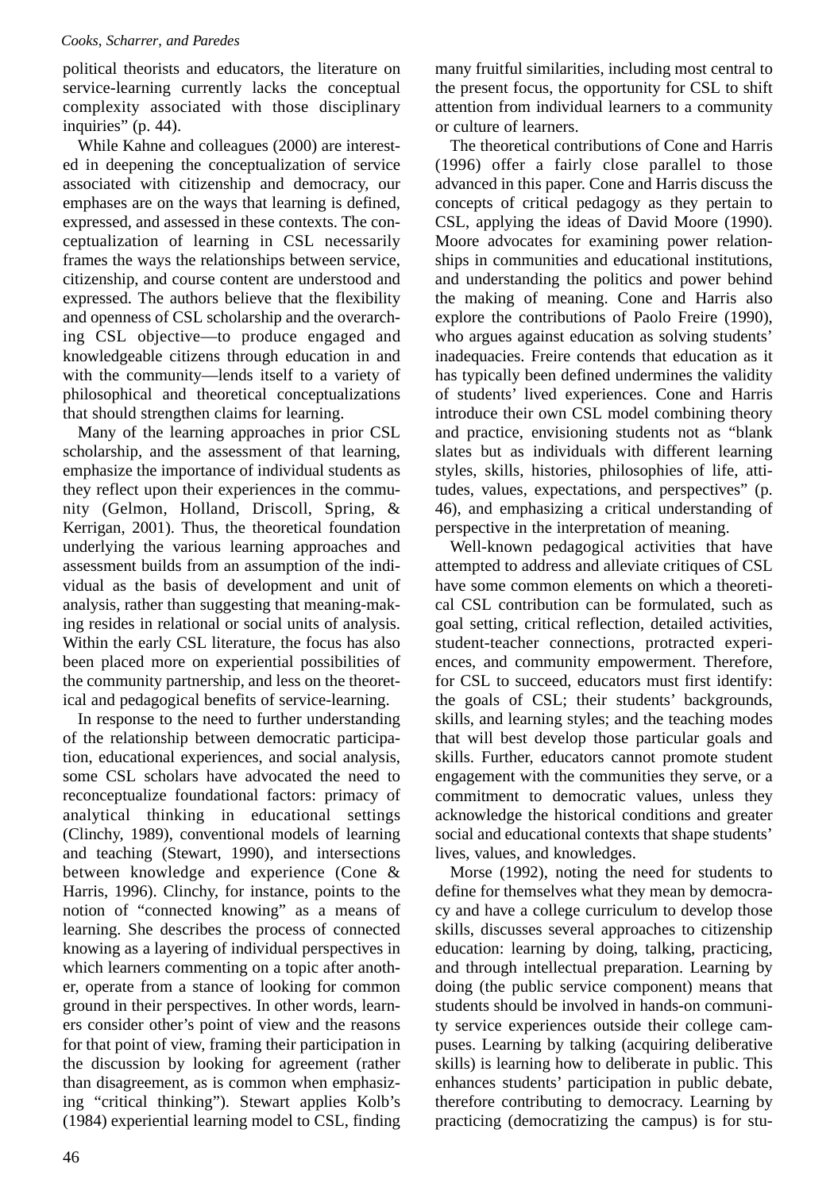political theorists and educators, the literature on service-learning currently lacks the conceptual complexity associated with those disciplinary inquiries" (p. 44).

While Kahne and colleagues (2000) are interested in deepening the conceptualization of service associated with citizenship and democracy, our emphases are on the ways that learning is defined, expressed, and assessed in these contexts. The conceptualization of learning in CSL necessarily frames the ways the relationships between service, citizenship, and course content are understood and expressed. The authors believe that the flexibility and openness of CSL scholarship and the overarching CSL objective—to produce engaged and knowledgeable citizens through education in and with the community—lends itself to a variety of philosophical and theoretical conceptualizations that should strengthen claims for learning.

Many of the learning approaches in prior CSL scholarship, and the assessment of that learning, emphasize the importance of individual students as they reflect upon their experiences in the community (Gelmon, Holland, Driscoll, Spring, & Kerrigan, 2001). Thus, the theoretical foundation underlying the various learning approaches and assessment builds from an assumption of the individual as the basis of development and unit of analysis, rather than suggesting that meaning-making resides in relational or social units of analysis. Within the early CSL literature, the focus has also been placed more on experiential possibilities of the community partnership, and less on the theoretical and pedagogical benefits of service-learning.

In response to the need to further understanding of the relationship between democratic participation, educational experiences, and social analysis, some CSL scholars have advocated the need to reconceptualize foundational factors: primacy of analytical thinking in educational settings (Clinchy, 1989), conventional models of learning and teaching (Stewart, 1990), and intersections between knowledge and experience (Cone & Harris, 1996). Clinchy, for instance, points to the notion of "connected knowing" as a means of learning. She describes the process of connected knowing as a layering of individual perspectives in which learners commenting on a topic after another, operate from a stance of looking for common ground in their perspectives. In other words, learners consider other's point of view and the reasons for that point of view, framing their participation in the discussion by looking for agreement (rather than disagreement, as is common when emphasizing "critical thinking"). Stewart applies Kolb's (1984) experiential learning model to CSL, finding many fruitful similarities, including most central to the present focus, the opportunity for CSL to shift attention from individual learners to a community or culture of learners.

The theoretical contributions of Cone and Harris (1996) offer a fairly close parallel to those advanced in this paper. Cone and Harris discuss the concepts of critical pedagogy as they pertain to CSL, applying the ideas of David Moore (1990). Moore advocates for examining power relationships in communities and educational institutions, and understanding the politics and power behind the making of meaning. Cone and Harris also explore the contributions of Paolo Freire (1990), who argues against education as solving students' inadequacies. Freire contends that education as it has typically been defined undermines the validity of students' lived experiences. Cone and Harris introduce their own CSL model combining theory and practice, envisioning students not as "blank slates but as individuals with different learning styles, skills, histories, philosophies of life, attitudes, values, expectations, and perspectives" (p. 46), and emphasizing a critical understanding of perspective in the interpretation of meaning.

Well-known pedagogical activities that have attempted to address and alleviate critiques of CSL have some common elements on which a theoretical CSL contribution can be formulated, such as goal setting, critical reflection, detailed activities, student-teacher connections, protracted experiences, and community empowerment. Therefore, for CSL to succeed, educators must first identify: the goals of CSL; their students' backgrounds, skills, and learning styles; and the teaching modes that will best develop those particular goals and skills. Further, educators cannot promote student engagement with the communities they serve, or a commitment to democratic values, unless they acknowledge the historical conditions and greater social and educational contexts that shape students' lives, values, and knowledges.

Morse (1992), noting the need for students to define for themselves what they mean by democracy and have a college curriculum to develop those skills, discusses several approaches to citizenship education: learning by doing, talking, practicing, and through intellectual preparation. Learning by doing (the public service component) means that students should be involved in hands-on community service experiences outside their college campuses. Learning by talking (acquiring deliberative skills) is learning how to deliberate in public. This enhances students' participation in public debate, therefore contributing to democracy. Learning by practicing (democratizing the campus) is for stu-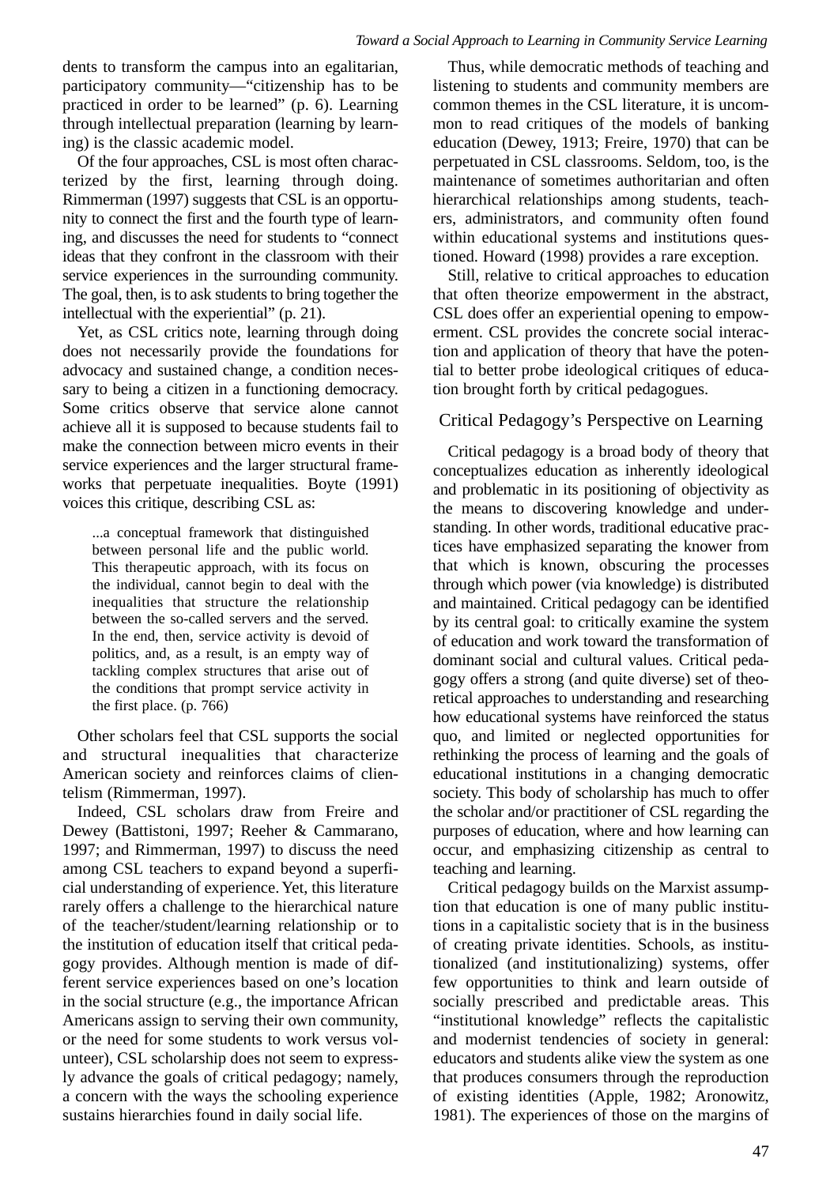dents to transform the campus into an egalitarian, participatory community—"citizenship has to be practiced in order to be learned" (p. 6). Learning through intellectual preparation (learning by learning) is the classic academic model.

Of the four approaches, CSL is most often characterized by the first, learning through doing. Rimmerman (1997) suggests that CSL is an opportunity to connect the first and the fourth type of learning, and discusses the need for students to "connect ideas that they confront in the classroom with their service experiences in the surrounding community. The goal, then, is to ask students to bring together the intellectual with the experiential" (p. 21).

Yet, as CSL critics note, learning through doing does not necessarily provide the foundations for advocacy and sustained change, a condition necessary to being a citizen in a functioning democracy. Some critics observe that service alone cannot achieve all it is supposed to because students fail to make the connection between micro events in their service experiences and the larger structural frameworks that perpetuate inequalities. Boyte (1991) voices this critique, describing CSL as:

> ...a conceptual framework that distinguished between personal life and the public world. This therapeutic approach, with its focus on the individual, cannot begin to deal with the inequalities that structure the relationship between the so-called servers and the served. In the end, then, service activity is devoid of politics, and, as a result, is an empty way of tackling complex structures that arise out of the conditions that prompt service activity in the first place. (p. 766)

Other scholars feel that CSL supports the social and structural inequalities that characterize American society and reinforces claims of clientelism (Rimmerman, 1997).

Indeed, CSL scholars draw from Freire and Dewey (Battistoni, 1997; Reeher & Cammarano, 1997; and Rimmerman, 1997) to discuss the need among CSL teachers to expand beyond a superficial understanding of experience. Yet, this literature rarely offers a challenge to the hierarchical nature of the teacher/student/learning relationship or to the institution of education itself that critical pedagogy provides. Although mention is made of different service experiences based on one's location in the social structure (e.g., the importance African Americans assign to serving their own community, or the need for some students to work versus volunteer), CSL scholarship does not seem to expressly advance the goals of critical pedagogy; namely, a concern with the ways the schooling experience sustains hierarchies found in daily social life.

Thus, while democratic methods of teaching and listening to students and community members are common themes in the CSL literature, it is uncommon to read critiques of the models of banking education (Dewey, 1913; Freire, 1970) that can be perpetuated in CSL classrooms. Seldom, too, is the maintenance of sometimes authoritarian and often hierarchical relationships among students, teachers, administrators, and community often found within educational systems and institutions questioned. Howard (1998) provides a rare exception.

Still, relative to critical approaches to education that often theorize empowerment in the abstract, CSL does offer an experiential opening to empowerment. CSL provides the concrete social interaction and application of theory that have the potential to better probe ideological critiques of education brought forth by critical pedagogues.

## Critical Pedagogy's Perspective on Learning

Critical pedagogy is a broad body of theory that conceptualizes education as inherently ideological and problematic in its positioning of objectivity as the means to discovering knowledge and understanding. In other words, traditional educative practices have emphasized separating the knower from that which is known, obscuring the processes through which power (via knowledge) is distributed and maintained. Critical pedagogy can be identified by its central goal: to critically examine the system of education and work toward the transformation of dominant social and cultural values. Critical pedagogy offers a strong (and quite diverse) set of theoretical approaches to understanding and researching how educational systems have reinforced the status quo, and limited or neglected opportunities for rethinking the process of learning and the goals of educational institutions in a changing democratic society. This body of scholarship has much to offer the scholar and/or practitioner of CSL regarding the purposes of education, where and how learning can occur, and emphasizing citizenship as central to teaching and learning.

Critical pedagogy builds on the Marxist assumption that education is one of many public institutions in a capitalistic society that is in the business of creating private identities. Schools, as institutionalized (and institutionalizing) systems, offer few opportunities to think and learn outside of socially prescribed and predictable areas. This "institutional knowledge" reflects the capitalistic and modernist tendencies of society in general: educators and students alike view the system as one that produces consumers through the reproduction of existing identities (Apple, 1982; Aronowitz, 1981). The experiences of those on the margins of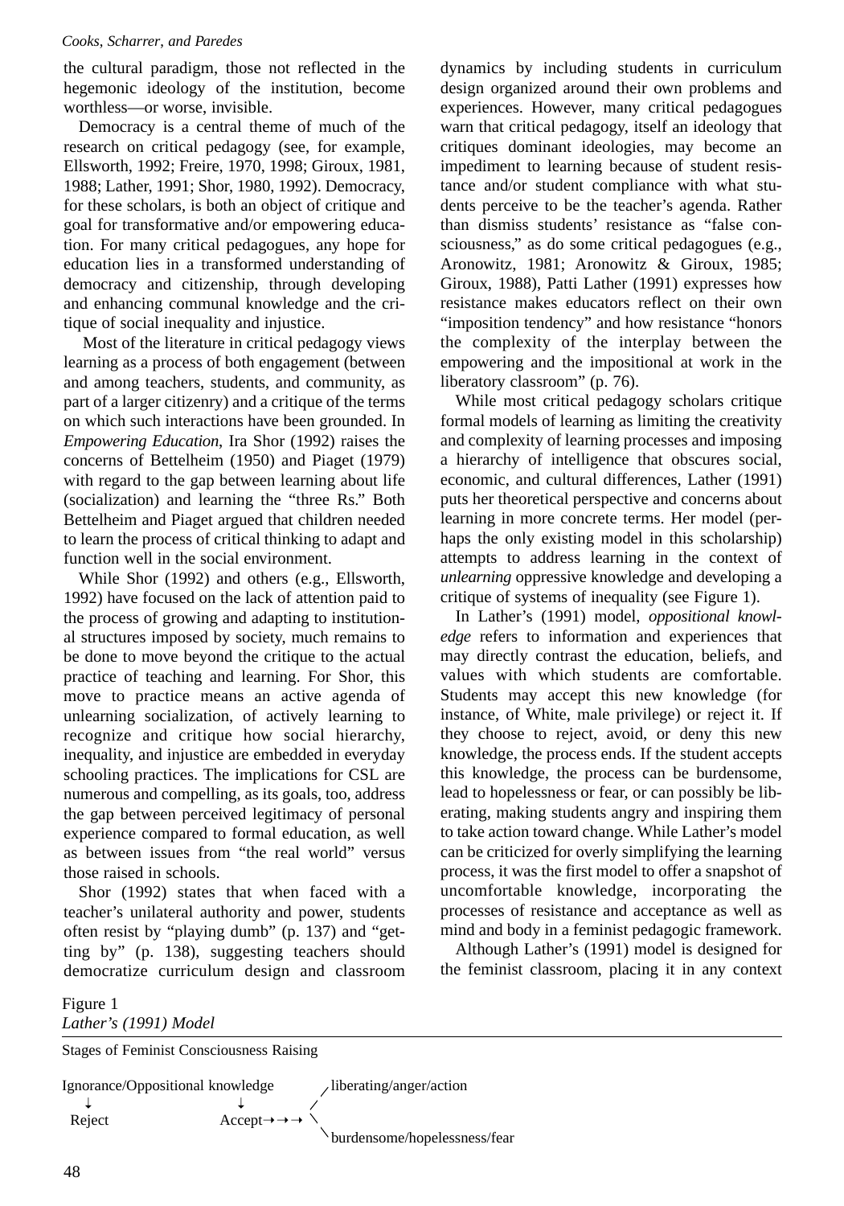the cultural paradigm, those not reflected in the hegemonic ideology of the institution, become worthless—or worse, invisible.

Democracy is a central theme of much of the research on critical pedagogy (see, for example, Ellsworth, 1992; Freire, 1970, 1998; Giroux, 1981, 1988; Lather, 1991; Shor, 1980, 1992). Democracy, for these scholars, is both an object of critique and goal for transformative and/or empowering education. For many critical pedagogues, any hope for education lies in a transformed understanding of democracy and citizenship, through developing and enhancing communal knowledge and the critique of social inequality and injustice.

Most of the literature in critical pedagogy views learning as a process of both engagement (between and among teachers, students, and community, as part of a larger citizenry) and a critique of the terms on which such interactions have been grounded. In *Empowering Education*, Ira Shor (1992) raises the concerns of Bettelheim (1950) and Piaget (1979) with regard to the gap between learning about life (socialization) and learning the "three Rs." Both Bettelheim and Piaget argued that children needed to learn the process of critical thinking to adapt and function well in the social environment.

While Shor (1992) and others (e.g., Ellsworth, 1992) have focused on the lack of attention paid to the process of growing and adapting to institutional structures imposed by society, much remains to be done to move beyond the critique to the actual practice of teaching and learning. For Shor, this move to practice means an active agenda of unlearning socialization, of actively learning to recognize and critique how social hierarchy, inequality, and injustice are embedded in everyday schooling practices. The implications for CSL are numerous and compelling, as its goals, too, address the gap between perceived legitimacy of personal experience compared to formal education, as well as between issues from "the real world" versus those raised in schools.

Shor (1992) states that when faced with a teacher's unilateral authority and power, students often resist by "playing dumb" (p. 137) and "getting by" (p. 138), suggesting teachers should democratize curriculum design and classroom dynamics by including students in curriculum design organized around their own problems and experiences. However, many critical pedagogues warn that critical pedagogy, itself an ideology that critiques dominant ideologies, may become an impediment to learning because of student resistance and/or student compliance with what students perceive to be the teacher's agenda. Rather than dismiss students' resistance as "false consciousness," as do some critical pedagogues (e.g., Aronowitz, 1981; Aronowitz & Giroux, 1985; Giroux, 1988), Patti Lather (1991) expresses how resistance makes educators reflect on their own "imposition tendency" and how resistance "honors the complexity of the interplay between the empowering and the impositional at work in the liberatory classroom" (p. 76).

While most critical pedagogy scholars critique formal models of learning as limiting the creativity and complexity of learning processes and imposing a hierarchy of intelligence that obscures social, economic, and cultural differences, Lather (1991) puts her theoretical perspective and concerns about learning in more concrete terms. Her model (perhaps the only existing model in this scholarship) attempts to address learning in the context of *unlearning* oppressive knowledge and developing a critique of systems of inequality (see Figure 1).

In Lather's (1991) model, *oppositional knowledge* refers to information and experiences that may directly contrast the education, beliefs, and values with which students are comfortable. Students may accept this new knowledge (for instance, of White, male privilege) or reject it. If they choose to reject, avoid, or deny this new knowledge, the process ends. If the student accepts this knowledge, the process can be burdensome, lead to hopelessness or fear, or can possibly be liberating, making students angry and inspiring them to take action toward change. While Lather's model can be criticized for overly simplifying the learning process, it was the first model to offer a snapshot of uncomfortable knowledge, incorporating the processes of resistance and acceptance as well as mind and body in a feminist pedagogic framework.

Although Lather's (1991) model is designed for the feminist classroom, placing it in any context

Figure 1
*Lather's (1991) Model*

Stages of Feminist Consciousness Raising

```
Ignorance/Oppositional knowledge      / liberating/anger/action
   ↓                     ↓           /
 Reject               Accept→→→    \
                                      \ burdensome/hopelessness/fear
```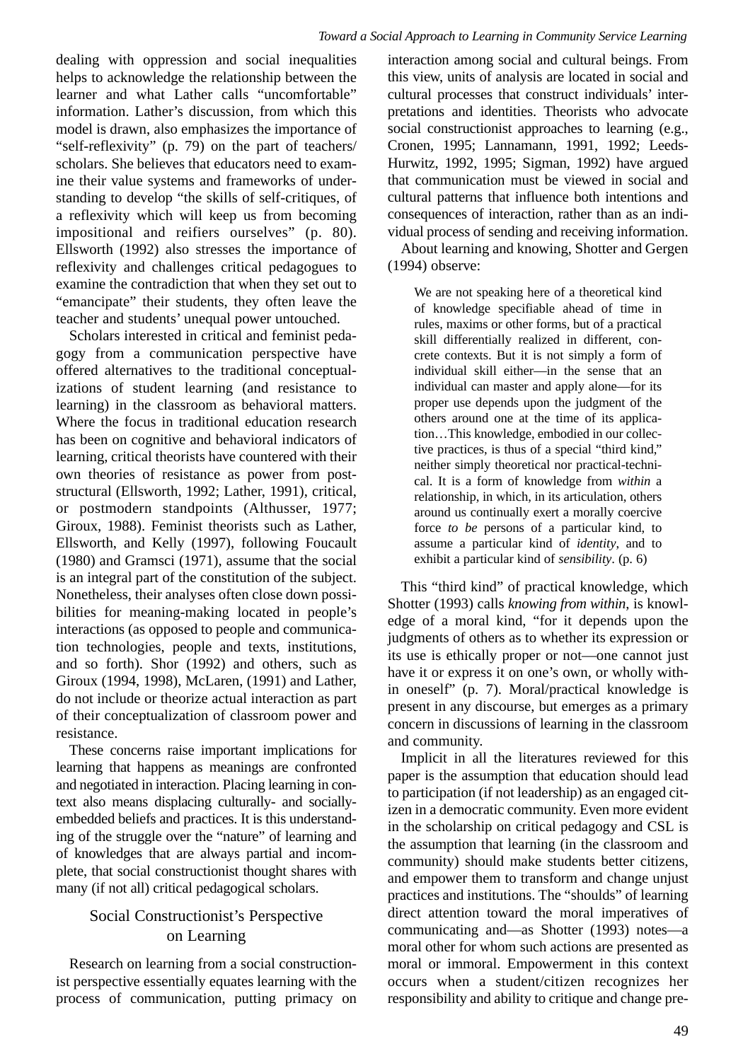dealing with oppression and social inequalities helps to acknowledge the relationship between the learner and what Lather calls "uncomfortable" information. Lather's discussion, from which this model is drawn, also emphasizes the importance of "self-reflexivity" (p. 79) on the part of teachers/scholars. She believes that educators need to examine their value systems and frameworks of understanding to develop "the skills of self-critiques, of a reflexivity which will keep us from becoming impositional and reifiers ourselves" (p. 80). Ellsworth (1992) also stresses the importance of reflexivity and challenges critical pedagogues to examine the contradiction that when they set out to "emancipate" their students, they often leave the teacher and students' unequal power untouched.

Scholars interested in critical and feminist pedagogy from a communication perspective have offered alternatives to the traditional conceptualizations of student learning (and resistance to learning) in the classroom as behavioral matters. Where the focus in traditional education research has been on cognitive and behavioral indicators of learning, critical theorists have countered with their own theories of resistance as power from post-structural (Ellsworth, 1992; Lather, 1991), critical, or postmodern standpoints (Althusser, 1977; Giroux, 1988). Feminist theorists such as Lather, Ellsworth, and Kelly (1997), following Foucault (1980) and Gramsci (1971), assume that the social is an integral part of the constitution of the subject. Nonetheless, their analyses often close down possibilities for meaning-making located in people's interactions (as opposed to people and communication technologies, people and texts, institutions, and so forth). Shor (1992) and others, such as Giroux (1994, 1998), McLaren, (1991) and Lather, do not include or theorize actual interaction as part of their conceptualization of classroom power and resistance.

These concerns raise important implications for learning that happens as meanings are confronted and negotiated in interaction. Placing learning in context also means displacing culturally- and socially-embedded beliefs and practices. It is this understanding of the struggle over the "nature" of learning and of knowledges that are always partial and incomplete, that social constructionist thought shares with many (if not all) critical pedagogical scholars.

## Social Constructionist's Perspective on Learning

Research on learning from a social constructionist perspective essentially equates learning with the process of communication, putting primacy on interaction among social and cultural beings. From this view, units of analysis are located in social and cultural processes that construct individuals' interpretations and identities. Theorists who advocate social constructionist approaches to learning (e.g., Cronen, 1995; Lannamann, 1991, 1992; Leeds-Hurwitz, 1992, 1995; Sigman, 1992) have argued that communication must be viewed in social and cultural patterns that influence both intentions and consequences of interaction, rather than as an individual process of sending and receiving information.

About learning and knowing, Shotter and Gergen (1994) observe:

> We are not speaking here of a theoretical kind of knowledge specifiable ahead of time in rules, maxims or other forms, but of a practical skill differentially realized in different, concrete contexts. But it is not simply a form of individual skill either—in the sense that an individual can master and apply alone—for its proper use depends upon the judgment of the others around one at the time of its application…This knowledge, embodied in our collective practices, is thus of a special "third kind," neither simply theoretical nor practical-technical. It is a form of knowledge from *within* a relationship, in which, in its articulation, others around us continually exert a morally coercive force *to be* persons of a particular kind, to assume a particular kind of *identity*, and to exhibit a particular kind of *sensibility*. (p. 6)

This "third kind" of practical knowledge, which Shotter (1993) calls *knowing from within*, is knowledge of a moral kind, "for it depends upon the judgments of others as to whether its expression or its use is ethically proper or not—one cannot just have it or express it on one's own, or wholly within oneself" (p. 7). Moral/practical knowledge is present in any discourse, but emerges as a primary concern in discussions of learning in the classroom and community.

Implicit in all the literatures reviewed for this paper is the assumption that education should lead to participation (if not leadership) as an engaged citizen in a democratic community. Even more evident in the scholarship on critical pedagogy and CSL is the assumption that learning (in the classroom and community) should make students better citizens, and empower them to transform and change unjust practices and institutions. The "shoulds" of learning direct attention toward the moral imperatives of communicating and—as Shotter (1993) notes—a moral other for whom such actions are presented as moral or immoral. Empowerment in this context occurs when a student/citizen recognizes her responsibility and ability to critique and change pre-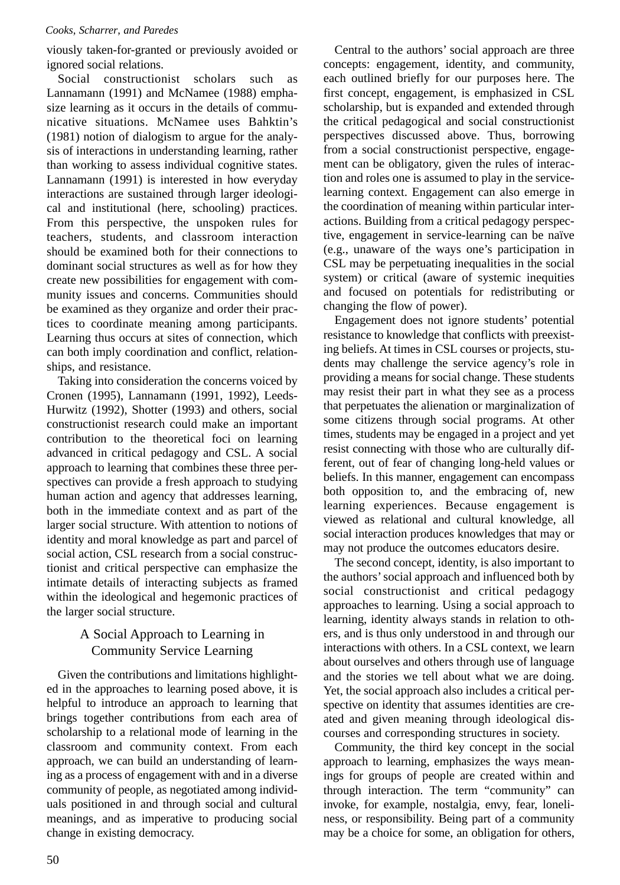viously taken-for-granted or previously avoided or ignored social relations.

Social constructionist scholars such as Lannamann (1991) and McNamee (1988) emphasize learning as it occurs in the details of communicative situations. McNamee uses Bahktin's (1981) notion of dialogism to argue for the analysis of interactions in understanding learning, rather than working to assess individual cognitive states. Lannamann (1991) is interested in how everyday interactions are sustained through larger ideological and institutional (here, schooling) practices. From this perspective, the unspoken rules for teachers, students, and classroom interaction should be examined both for their connections to dominant social structures as well as for how they create new possibilities for engagement with community issues and concerns. Communities should be examined as they organize and order their practices to coordinate meaning among participants. Learning thus occurs at sites of connection, which can both imply coordination and conflict, relationships, and resistance.

Taking into consideration the concerns voiced by Cronen (1995), Lannamann (1991, 1992), Leeds-Hurwitz (1992), Shotter (1993) and others, social constructionist research could make an important contribution to the theoretical foci on learning advanced in critical pedagogy and CSL. A social approach to learning that combines these three perspectives can provide a fresh approach to studying human action and agency that addresses learning, both in the immediate context and as part of the larger social structure. With attention to notions of identity and moral knowledge as part and parcel of social action, CSL research from a social constructionist and critical perspective can emphasize the intimate details of interacting subjects as framed within the ideological and hegemonic practices of the larger social structure.

## A Social Approach to Learning in Community Service Learning

Given the contributions and limitations highlighted in the approaches to learning posed above, it is helpful to introduce an approach to learning that brings together contributions from each area of scholarship to a relational mode of learning in the classroom and community context. From each approach, we can build an understanding of learning as a process of engagement with and in a diverse community of people, as negotiated among individuals positioned in and through social and cultural meanings, and as imperative to producing social change in existing democracy.

Central to the authors' social approach are three concepts: engagement, identity, and community, each outlined briefly for our purposes here. The first concept, engagement, is emphasized in CSL scholarship, but is expanded and extended through the critical pedagogical and social constructionist perspectives discussed above. Thus, borrowing from a social constructionist perspective, engagement can be obligatory, given the rules of interaction and roles one is assumed to play in the service-learning context. Engagement can also emerge in the coordination of meaning within particular interactions. Building from a critical pedagogy perspective, engagement in service-learning can be naïve (e.g., unaware of the ways one's participation in CSL may be perpetuating inequalities in the social system) or critical (aware of systemic inequities and focused on potentials for redistributing or changing the flow of power).

Engagement does not ignore students' potential resistance to knowledge that conflicts with preexisting beliefs. At times in CSL courses or projects, students may challenge the service agency's role in providing a means for social change. These students may resist their part in what they see as a process that perpetuates the alienation or marginalization of some citizens through social programs. At other times, students may be engaged in a project and yet resist connecting with those who are culturally different, out of fear of changing long-held values or beliefs. In this manner, engagement can encompass both opposition to, and the embracing of, new learning experiences. Because engagement is viewed as relational and cultural knowledge, all social interaction produces knowledges that may or may not produce the outcomes educators desire.

The second concept, identity, is also important to the authors' social approach and influenced both by social constructionist and critical pedagogy approaches to learning. Using a social approach to learning, identity always stands in relation to others, and is thus only understood in and through our interactions with others. In a CSL context, we learn about ourselves and others through use of language and the stories we tell about what we are doing. Yet, the social approach also includes a critical perspective on identity that assumes identities are created and given meaning through ideological discourses and corresponding structures in society.

Community, the third key concept in the social approach to learning, emphasizes the ways meanings for groups of people are created within and through interaction. The term "community" can invoke, for example, nostalgia, envy, fear, loneliness, or responsibility. Being part of a community may be a choice for some, an obligation for others,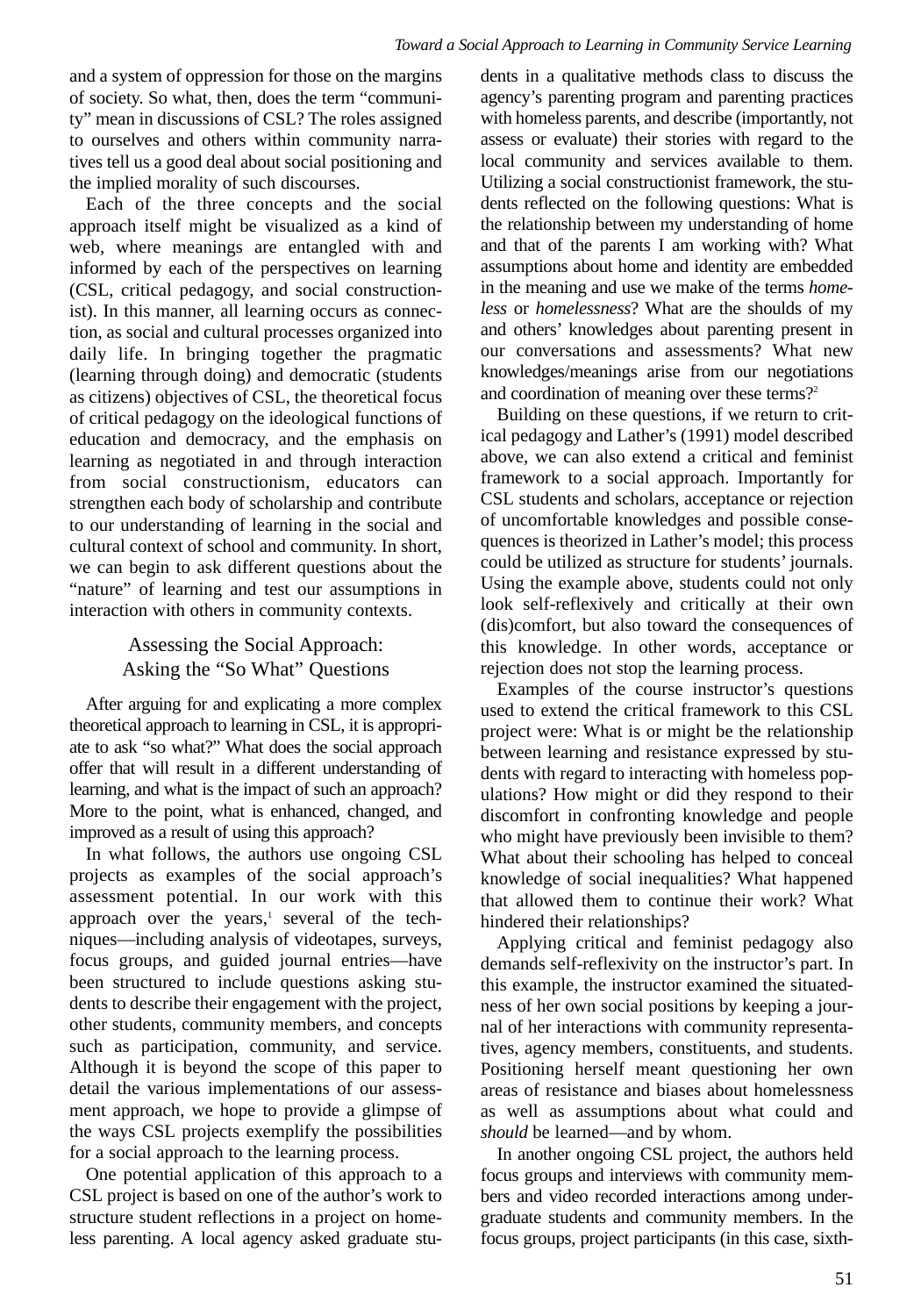and a system of oppression for those on the margins of society. So what, then, does the term "community" mean in discussions of CSL? The roles assigned to ourselves and others within community narratives tell us a good deal about social positioning and the implied morality of such discourses.

Each of the three concepts and the social approach itself might be visualized as a kind of web, where meanings are entangled with and informed by each of the perspectives on learning (CSL, critical pedagogy, and social constructionist). In this manner, all learning occurs as connection, as social and cultural processes organized into daily life. In bringing together the pragmatic (learning through doing) and democratic (students as citizens) objectives of CSL, the theoretical focus of critical pedagogy on the ideological functions of education and democracy, and the emphasis on learning as negotiated in and through interaction from social constructionism, educators can strengthen each body of scholarship and contribute to our understanding of learning in the social and cultural context of school and community. In short, we can begin to ask different questions about the "nature" of learning and test our assumptions in interaction with others in community contexts.

## Assessing the Social Approach: Asking the "So What" Questions

After arguing for and explicating a more complex theoretical approach to learning in CSL, it is appropriate to ask "so what?" What does the social approach offer that will result in a different understanding of learning, and what is the impact of such an approach? More to the point, what is enhanced, changed, and improved as a result of using this approach?

In what follows, the authors use ongoing CSL projects as examples of the social approach's assessment potential. In our work with this approach over the years,[1] several of the techniques—including analysis of videotapes, surveys, focus groups, and guided journal entries—have been structured to include questions asking students to describe their engagement with the project, other students, community members, and concepts such as participation, community, and service. Although it is beyond the scope of this paper to detail the various implementations of our assessment approach, we hope to provide a glimpse of the ways CSL projects exemplify the possibilities for a social approach to the learning process.

One potential application of this approach to a CSL project is based on one of the author's work to structure student reflections in a project on homeless parenting. A local agency asked graduate students in a qualitative methods class to discuss the agency's parenting program and parenting practices with homeless parents, and describe (importantly, not assess or evaluate) their stories with regard to the local community and services available to them. Utilizing a social constructionist framework, the students reflected on the following questions: What is the relationship between my understanding of home and that of the parents I am working with? What assumptions about home and identity are embedded in the meaning and use we make of the terms *homeless* or *homelessness*? What are the shoulds of my and others' knowledges about parenting present in our conversations and assessments? What new knowledges/meanings arise from our negotiations and coordination of meaning over these terms?[2]

Building on these questions, if we return to critical pedagogy and Lather's (1991) model described above, we can also extend a critical and feminist framework to a social approach. Importantly for CSL students and scholars, acceptance or rejection of uncomfortable knowledges and possible consequences is theorized in Lather's model; this process could be utilized as structure for students' journals. Using the example above, students could not only look self-reflexively and critically at their own (dis)comfort, but also toward the consequences of this knowledge. In other words, acceptance or rejection does not stop the learning process.

Examples of the course instructor's questions used to extend the critical framework to this CSL project were: What is or might be the relationship between learning and resistance expressed by students with regard to interacting with homeless populations? How might or did they respond to their discomfort in confronting knowledge and people who might have previously been invisible to them? What about their schooling has helped to conceal knowledge of social inequalities? What happened that allowed them to continue their work? What hindered their relationships?

Applying critical and feminist pedagogy also demands self-reflexivity on the instructor's part. In this example, the instructor examined the situatedness of her own social positions by keeping a journal of her interactions with community representatives, agency members, constituents, and students. Positioning herself meant questioning her own areas of resistance and biases about homelessness as well as assumptions about what could and *should* be learned—and by whom.

In another ongoing CSL project, the authors held focus groups and interviews with community members and video recorded interactions among undergraduate students and community members. In the focus groups, project participants (in this case, sixth-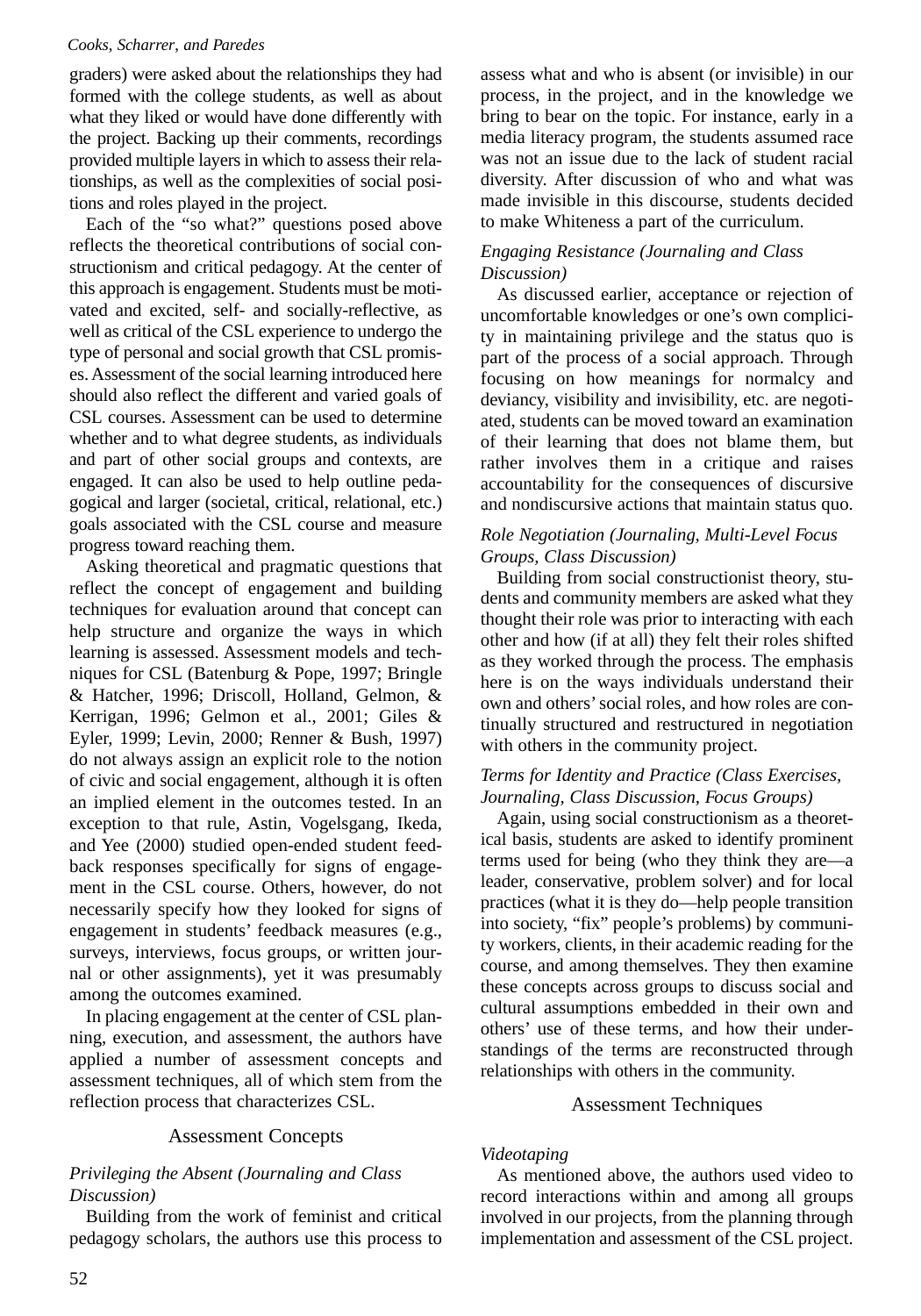graders) were asked about the relationships they had formed with the college students, as well as about what they liked or would have done differently with the project. Backing up their comments, recordings provided multiple layers in which to assess their relationships, as well as the complexities of social positions and roles played in the project.

Each of the "so what?" questions posed above reflects the theoretical contributions of social constructionism and critical pedagogy. At the center of this approach is engagement. Students must be motivated and excited, self- and socially-reflective, as well as critical of the CSL experience to undergo the type of personal and social growth that CSL promises. Assessment of the social learning introduced here should also reflect the different and varied goals of CSL courses. Assessment can be used to determine whether and to what degree students, as individuals and part of other social groups and contexts, are engaged. It can also be used to help outline pedagogical and larger (societal, critical, relational, etc.) goals associated with the CSL course and measure progress toward reaching them.

Asking theoretical and pragmatic questions that reflect the concept of engagement and building techniques for evaluation around that concept can help structure and organize the ways in which learning is assessed. Assessment models and techniques for CSL (Batenburg & Pope, 1997; Bringle & Hatcher, 1996; Driscoll, Holland, Gelmon, & Kerrigan, 1996; Gelmon et al., 2001; Giles & Eyler, 1999; Levin, 2000; Renner & Bush, 1997) do not always assign an explicit role to the notion of civic and social engagement, although it is often an implied element in the outcomes tested. In an exception to that rule, Astin, Vogelsgang, Ikeda, and Yee (2000) studied open-ended student feedback responses specifically for signs of engagement in the CSL course. Others, however, do not necessarily specify how they looked for signs of engagement in students' feedback measures (e.g., surveys, interviews, focus groups, or written journal or other assignments), yet it was presumably among the outcomes examined.

In placing engagement at the center of CSL planning, execution, and assessment, the authors have applied a number of assessment concepts and assessment techniques, all of which stem from the reflection process that characterizes CSL.

## Assessment Concepts

### *Privileging the Absent (Journaling and Class Discussion)*

Building from the work of feminist and critical pedagogy scholars, the authors use this process to assess what and who is absent (or invisible) in our process, in the project, and in the knowledge we bring to bear on the topic. For instance, early in a media literacy program, the students assumed race was not an issue due to the lack of student racial diversity. After discussion of who and what was made invisible in this discourse, students decided to make Whiteness a part of the curriculum.

### *Engaging Resistance (Journaling and Class Discussion)*

As discussed earlier, acceptance or rejection of uncomfortable knowledges or one's own complicity in maintaining privilege and the status quo is part of the process of a social approach. Through focusing on how meanings for normalcy and deviancy, visibility and invisibility, etc. are negotiated, students can be moved toward an examination of their learning that does not blame them, but rather involves them in a critique and raises accountability for the consequences of discursive and nondiscursive actions that maintain status quo.

### *Role Negotiation (Journaling, Multi-Level Focus Groups, Class Discussion)*

Building from social constructionist theory, students and community members are asked what they thought their role was prior to interacting with each other and how (if at all) they felt their roles shifted as they worked through the process. The emphasis here is on the ways individuals understand their own and others' social roles, and how roles are continually structured and restructured in negotiation with others in the community project.

### *Terms for Identity and Practice (Class Exercises, Journaling, Class Discussion, Focus Groups)*

Again, using social constructionism as a theoretical basis, students are asked to identify prominent terms used for being (who they think they are—a leader, conservative, problem solver) and for local practices (what it is they do—help people transition into society, "fix" people's problems) by community workers, clients, in their academic reading for the course, and among themselves. They then examine these concepts across groups to discuss social and cultural assumptions embedded in their own and others' use of these terms, and how their understandings of the terms are reconstructed through relationships with others in the community.

## Assessment Techniques

### *Videotaping*

As mentioned above, the authors used video to record interactions within and among all groups involved in our projects, from the planning through implementation and assessment of the CSL project.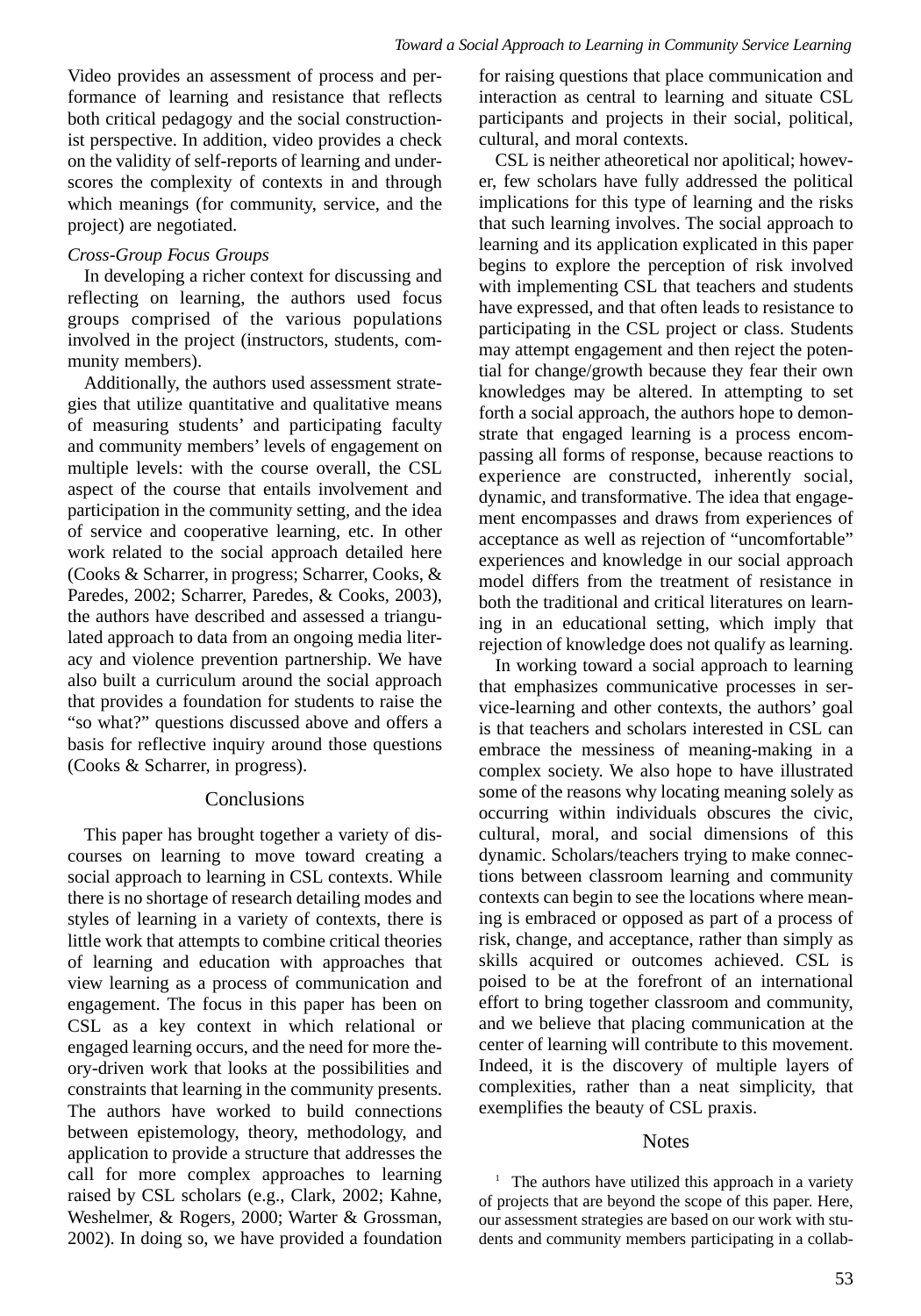Video provides an assessment of process and performance of learning and resistance that reflects both critical pedagogy and the social constructionist perspective. In addition, video provides a check on the validity of self-reports of learning and underscores the complexity of contexts in and through which meanings (for community, service, and the project) are negotiated.

*Cross-Group Focus Groups*

In developing a richer context for discussing and reflecting on learning, the authors used focus groups comprised of the various populations involved in the project (instructors, students, community members).

Additionally, the authors used assessment strategies that utilize quantitative and qualitative means of measuring students' and participating faculty and community members' levels of engagement on multiple levels: with the course overall, the CSL aspect of the course that entails involvement and participation in the community setting, and the idea of service and cooperative learning, etc. In other work related to the social approach detailed here (Cooks & Scharrer, in progress; Scharrer, Cooks, & Paredes, 2002; Scharrer, Paredes, & Cooks, 2003), the authors have described and assessed a triangulated approach to data from an ongoing media literacy and violence prevention partnership. We have also built a curriculum around the social approach that provides a foundation for students to raise the "so what?" questions discussed above and offers a basis for reflective inquiry around those questions (Cooks & Scharrer, in progress).

## Conclusions

This paper has brought together a variety of discourses on learning to move toward creating a social approach to learning in CSL contexts. While there is no shortage of research detailing modes and styles of learning in a variety of contexts, there is little work that attempts to combine critical theories of learning and education with approaches that view learning as a process of communication and engagement. The focus in this paper has been on CSL as a key context in which relational or engaged learning occurs, and the need for more theory-driven work that looks at the possibilities and constraints that learning in the community presents. The authors have worked to build connections between epistemology, theory, methodology, and application to provide a structure that addresses the call for more complex approaches to learning raised by CSL scholars (e.g., Clark, 2002; Kahne, Weshelmer, & Rogers, 2000; Warter & Grossman, 2002). In doing so, we have provided a foundation for raising questions that place communication and interaction as central to learning and situate CSL participants and projects in their social, political, cultural, and moral contexts.

CSL is neither atheoretical nor apolitical; however, few scholars have fully addressed the political implications for this type of learning and the risks that such learning involves. The social approach to learning and its application explicated in this paper begins to explore the perception of risk involved with implementing CSL that teachers and students have expressed, and that often leads to resistance to participating in the CSL project or class. Students may attempt engagement and then reject the potential for change/growth because they fear their own knowledges may be altered. In attempting to set forth a social approach, the authors hope to demonstrate that engaged learning is a process encompassing all forms of response, because reactions to experience are constructed, inherently social, dynamic, and transformative. The idea that engagement encompasses and draws from experiences of acceptance as well as rejection of "uncomfortable" experiences and knowledge in our social approach model differs from the treatment of resistance in both the traditional and critical literatures on learning in an educational setting, which imply that rejection of knowledge does not qualify as learning.

In working toward a social approach to learning that emphasizes communicative processes in service-learning and other contexts, the authors' goal is that teachers and scholars interested in CSL can embrace the messiness of meaning-making in a complex society. We also hope to have illustrated some of the reasons why locating meaning solely as occurring within individuals obscures the civic, cultural, moral, and social dimensions of this dynamic. Scholars/teachers trying to make connections between classroom learning and community contexts can begin to see the locations where meaning is embraced or opposed as part of a process of risk, change, and acceptance, rather than simply as skills acquired or outcomes achieved. CSL is poised to be at the forefront of an international effort to bring together classroom and community, and we believe that placing communication at the center of learning will contribute to this movement. Indeed, it is the discovery of multiple layers of complexities, rather than a neat simplicity, that exemplifies the beauty of CSL praxis.

## Notes

[1] The authors have utilized this approach in a variety of projects that are beyond the scope of this paper. Here, our assessment strategies are based on our work with students and community members participating in a collab-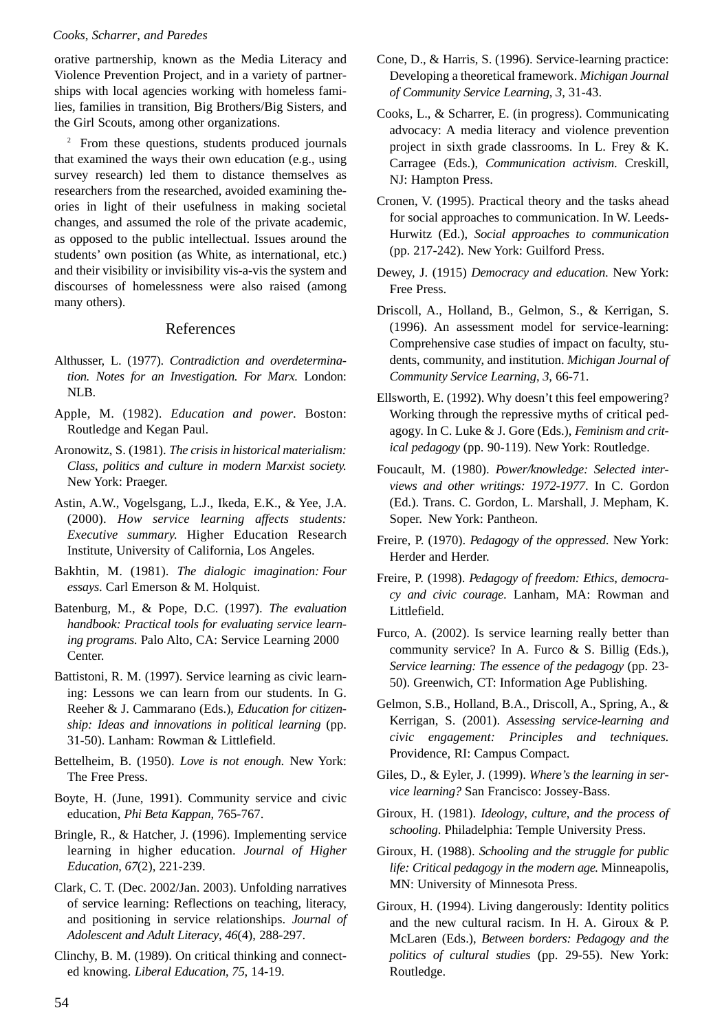orative partnership, known as the Media Literacy and Violence Prevention Project, and in a variety of partnerships with local agencies working with homeless families, families in transition, Big Brothers/Big Sisters, and the Girl Scouts, among other organizations.

[2] From these questions, students produced journals that examined the ways their own education (e.g., using survey research) led them to distance themselves as researchers from the researched, avoided examining theories in light of their usefulness in making societal changes, and assumed the role of the private academic, as opposed to the public intellectual. Issues around the students' own position (as White, as international, etc.) and their visibility or invisibility vis-a-vis the system and discourses of homelessness were also raised (among many others).

## References

Althusser, L. (1977). *Contradiction and overdetermination. Notes for an Investigation. For Marx.* London: NLB.

Apple, M. (1982). *Education and power*. Boston: Routledge and Kegan Paul.

Aronowitz, S. (1981). *The crisis in historical materialism: Class, politics and culture in modern Marxist society.* New York: Praeger.

Astin, A.W., Vogelsgang, L.J., Ikeda, E.K., & Yee, J.A. (2000). *How service learning affects students: Executive summary.* Higher Education Research Institute, University of California, Los Angeles.

Bakhtin, M. (1981). *The dialogic imagination: Four essays.* Carl Emerson & M. Holquist.

Batenburg, M., & Pope, D.C. (1997). *The evaluation handbook: Practical tools for evaluating service learning programs.* Palo Alto, CA: Service Learning 2000 Center.

Battistoni, R. M. (1997). Service learning as civic learning: Lessons we can learn from our students. In G. Reeher & J. Cammarano (Eds.), *Education for citizenship: Ideas and innovations in political learning* (pp. 31-50). Lanham: Rowman & Littlefield.

Bettelheim, B. (1950). *Love is not enough.* New York: The Free Press.

Boyte, H. (June, 1991). Community service and civic education, *Phi Beta Kappan*, 765-767.

Bringle, R., & Hatcher, J. (1996). Implementing service learning in higher education. *Journal of Higher Education*, *67*(2), 221-239.

Clark, C. T. (Dec. 2002/Jan. 2003). Unfolding narratives of service learning: Reflections on teaching, literacy, and positioning in service relationships. *Journal of Adolescent and Adult Literacy*, *46*(4), 288-297.

Clinchy, B. M. (1989). On critical thinking and connected knowing. *Liberal Education*, *75*, 14-19.

Cone, D., & Harris, S. (1996). Service-learning practice: Developing a theoretical framework. *Michigan Journal of Community Service Learning*, *3*, 31-43.

Cooks, L., & Scharrer, E. (in progress). Communicating advocacy: A media literacy and violence prevention project in sixth grade classrooms. In L. Frey & K. Carragee (Eds.), *Communication activism.* Creskill, NJ: Hampton Press.

Cronen, V. (1995). Practical theory and the tasks ahead for social approaches to communication. In W. Leeds-Hurwitz (Ed.), *Social approaches to communication* (pp. 217-242). New York: Guilford Press.

Dewey, J. (1915) *Democracy and education.* New York: Free Press.

Driscoll, A., Holland, B., Gelmon, S., & Kerrigan, S. (1996). An assessment model for service-learning: Comprehensive case studies of impact on faculty, students, community, and institution. *Michigan Journal of Community Service Learning*, *3*, 66-71.

Ellsworth, E. (1992). Why doesn't this feel empowering? Working through the repressive myths of critical pedagogy. In C. Luke & J. Gore (Eds.), *Feminism and critical pedagogy* (pp. 90-119). New York: Routledge.

Foucault, M. (1980). *Power/knowledge: Selected interviews and other writings: 1972-1977*. In C. Gordon (Ed.). Trans. C. Gordon, L. Marshall, J. Mepham, K. Soper. New York: Pantheon.

Freire, P. (1970). *Pedagogy of the oppressed.* New York: Herder and Herder.

Freire, P. (1998). *Pedagogy of freedom: Ethics, democracy and civic courage.* Lanham, MA: Rowman and Littlefield.

Furco, A. (2002). Is service learning really better than community service? In A. Furco & S. Billig (Eds.), *Service learning: The essence of the pedagogy* (pp. 23-50). Greenwich, CT: Information Age Publishing.

Gelmon, S.B., Holland, B.A., Driscoll, A., Spring, A., & Kerrigan, S. (2001). *Assessing service-learning and civic engagement: Principles and techniques.* Providence, RI: Campus Compact.

Giles, D., & Eyler, J. (1999). *Where's the learning in service learning?* San Francisco: Jossey-Bass.

Giroux, H. (1981). *Ideology, culture, and the process of schooling*. Philadelphia: Temple University Press.

Giroux, H. (1988). *Schooling and the struggle for public life: Critical pedagogy in the modern age.* Minneapolis, MN: University of Minnesota Press.

Giroux, H. (1994). Living dangerously: Identity politics and the new cultural racism. In H. A. Giroux & P. McLaren (Eds.), *Between borders: Pedagogy and the politics of cultural studies* (pp. 29-55). New York: Routledge.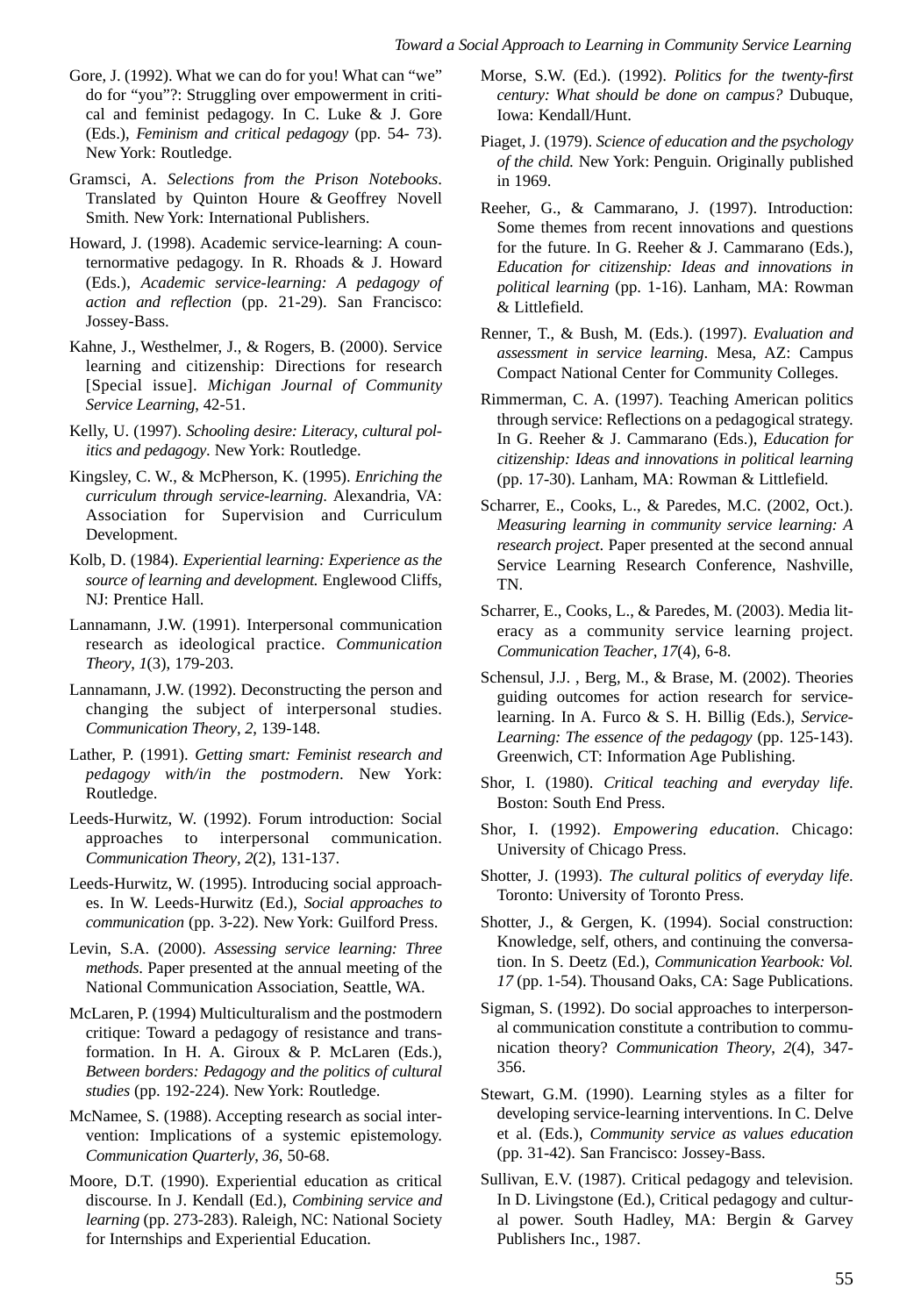Gore, J. (1992). What we can do for you! What can "we" do for "you"?: Struggling over empowerment in critical and feminist pedagogy. In C. Luke & J. Gore (Eds.), *Feminism and critical pedagogy* (pp. 54- 73). New York: Routledge.

Gramsci, A. *Selections from the Prison Notebooks*. Translated by Quinton Houre & Geoffrey Novell Smith. New York: International Publishers.

Howard, J. (1998). Academic service-learning: A counternormative pedagogy. In R. Rhoads & J. Howard (Eds.), *Academic service-learning: A pedagogy of action and reflection* (pp. 21-29). San Francisco: Jossey-Bass.

Kahne, J., Westhelmer, J., & Rogers, B. (2000). Service learning and citizenship: Directions for research [Special issue]. *Michigan Journal of Community Service Learning*, 42-51.

Kelly, U. (1997). *Schooling desire: Literacy, cultural politics and pedagogy*. New York: Routledge.

Kingsley, C. W., & McPherson, K. (1995). *Enriching the curriculum through service-learning*. Alexandria, VA: Association for Supervision and Curriculum Development.

Kolb, D. (1984). *Experiential learning: Experience as the source of learning and development.* Englewood Cliffs, NJ: Prentice Hall.

Lannamann, J.W. (1991). Interpersonal communication research as ideological practice. *Communication Theory*, *1*(3), 179-203.

Lannamann, J.W. (1992). Deconstructing the person and changing the subject of interpersonal studies. *Communication Theory*, *2*, 139-148.

Lather, P. (1991). *Getting smart: Feminist research and pedagogy with/in the postmodern*. New York: Routledge.

Leeds-Hurwitz, W. (1992). Forum introduction: Social approaches to interpersonal communication. *Communication Theory*, *2*(2), 131-137.

Leeds-Hurwitz, W. (1995). Introducing social approaches. In W. Leeds-Hurwitz (Ed.), *Social approaches to communication* (pp. 3-22). New York: Guilford Press.

Levin, S.A. (2000). *Assessing service learning: Three methods.* Paper presented at the annual meeting of the National Communication Association, Seattle, WA.

McLaren, P. (1994) Multiculturalism and the postmodern critique: Toward a pedagogy of resistance and transformation. In H. A. Giroux & P. McLaren (Eds.), *Between borders: Pedagogy and the politics of cultural studies* (pp. 192-224). New York: Routledge.

McNamee, S. (1988). Accepting research as social intervention: Implications of a systemic epistemology. *Communication Quarterly*, *36*, 50-68.

Moore, D.T. (1990). Experiential education as critical discourse. In J. Kendall (Ed.), *Combining service and learning* (pp. 273-283). Raleigh, NC: National Society for Internships and Experiential Education.

Morse, S.W. (Ed.). (1992). *Politics for the twenty-first century: What should be done on campus?* Dubuque, Iowa: Kendall/Hunt.

Piaget, J. (1979). *Science of education and the psychology of the child.* New York: Penguin. Originally published in 1969.

Reeher, G., & Cammarano, J. (1997). Introduction: Some themes from recent innovations and questions for the future. In G. Reeher & J. Cammarano (Eds.), *Education for citizenship: Ideas and innovations in political learning* (pp. 1-16). Lanham, MA: Rowman & Littlefield.

Renner, T., & Bush, M. (Eds.). (1997). *Evaluation and assessment in service learning*. Mesa, AZ: Campus Compact National Center for Community Colleges.

Rimmerman, C. A. (1997). Teaching American politics through service: Reflections on a pedagogical strategy. In G. Reeher & J. Cammarano (Eds.), *Education for citizenship: Ideas and innovations in political learning* (pp. 17-30). Lanham, MA: Rowman & Littlefield.

Scharrer, E., Cooks, L., & Paredes, M.C. (2002, Oct.). *Measuring learning in community service learning: A research project*. Paper presented at the second annual Service Learning Research Conference, Nashville, TN.

Scharrer, E., Cooks, L., & Paredes, M. (2003). Media literacy as a community service learning project. *Communication Teacher*, *17*(4), 6-8.

Schensul, J.J. , Berg, M., & Brase, M. (2002). Theories guiding outcomes for action research for service-learning. In A. Furco & S. H. Billig (Eds.), *Service-Learning: The essence of the pedagogy* (pp. 125-143). Greenwich, CT: Information Age Publishing.

Shor, I. (1980). *Critical teaching and everyday life*. Boston: South End Press.

Shor, I. (1992). *Empowering education*. Chicago: University of Chicago Press.

Shotter, J. (1993). *The cultural politics of everyday life*. Toronto: University of Toronto Press.

Shotter, J., & Gergen, K. (1994). Social construction: Knowledge, self, others, and continuing the conversation. In S. Deetz (Ed.), *Communication Yearbook: Vol. 17* (pp. 1-54). Thousand Oaks, CA: Sage Publications.

Sigman, S. (1992). Do social approaches to interpersonal communication constitute a contribution to communication theory? *Communication Theory*, *2*(4), 347-356.

Stewart, G.M. (1990). Learning styles as a filter for developing service-learning interventions. In C. Delve et al. (Eds.), *Community service as values education* (pp. 31-42). San Francisco: Jossey-Bass.

Sullivan, E.V. (1987). Critical pedagogy and television. In D. Livingstone (Ed.), Critical pedagogy and cultural power. South Hadley, MA: Bergin & Garvey Publishers Inc., 1987.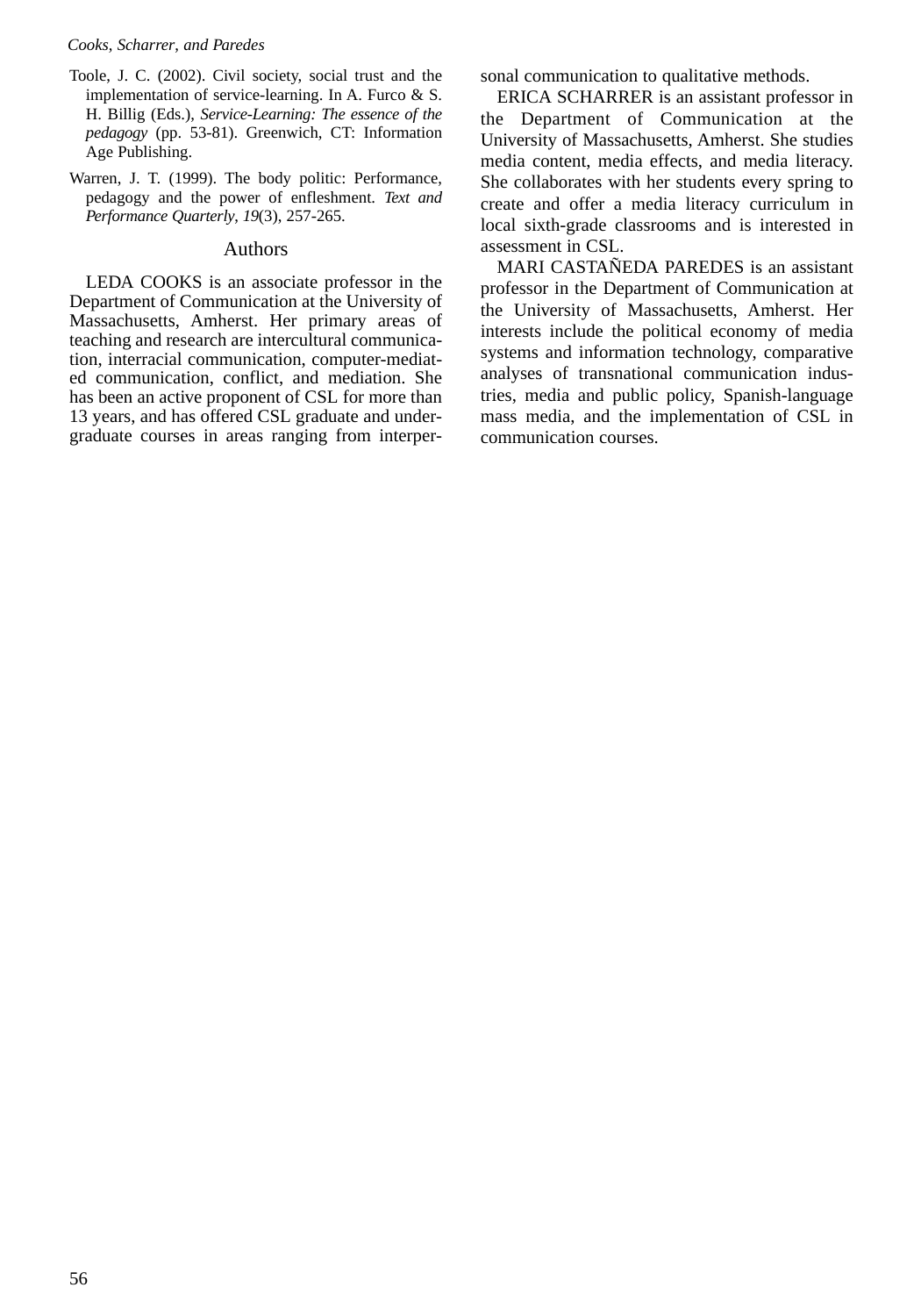Toole, J. C. (2002). Civil society, social trust and the implementation of service-learning. In A. Furco & S. H. Billig (Eds.), *Service-Learning: The essence of the pedagogy* (pp. 53-81). Greenwich, CT: Information Age Publishing.

Warren, J. T. (1999). The body politic: Performance, pedagogy and the power of enfleshment. *Text and Performance Quarterly*, *19*(3), 257-265.

## Authors

LEDA COOKS is an associate professor in the Department of Communication at the University of Massachusetts, Amherst. Her primary areas of teaching and research are intercultural communication, interracial communication, computer-mediated communication, conflict, and mediation. She has been an active proponent of CSL for more than 13 years, and has offered CSL graduate and undergraduate courses in areas ranging from interpersonal communication to qualitative methods.

ERICA SCHARRER is an assistant professor in the Department of Communication at the University of Massachusetts, Amherst. She studies media content, media effects, and media literacy. She collaborates with her students every spring to create and offer a media literacy curriculum in local sixth-grade classrooms and is interested in assessment in CSL.

MARI CASTAÑEDA PAREDES is an assistant professor in the Department of Communication at the University of Massachusetts, Amherst. Her interests include the political economy of media systems and information technology, comparative analyses of transnational communication industries, media and public policy, Spanish-language mass media, and the implementation of CSL in communication courses.